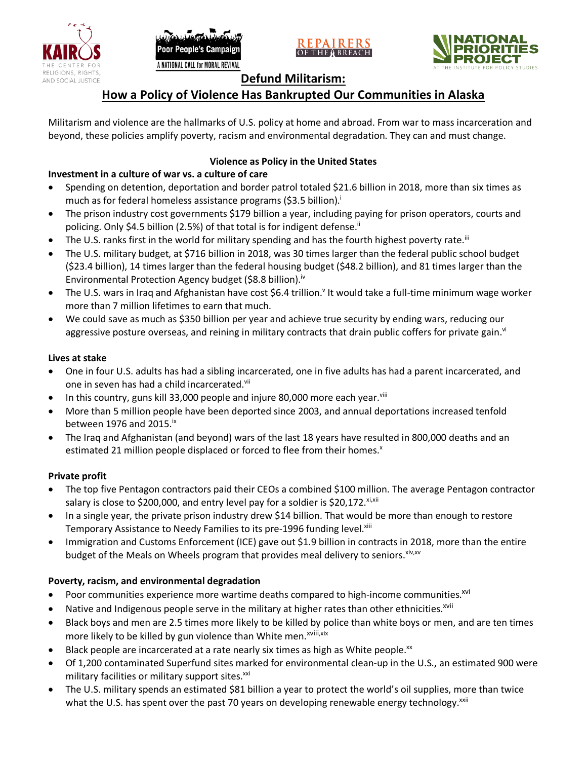# Defund Militarism:

## How a Policy of Violence Has Bankrupted Our Communities in Alaska

Militarism and violence are the hallmarks of U.S. policy at home and abroad. From war to mass incarceration and beyond, these policies amplify poverty, racism and environmental degradation. They can and must change.

### Violence as Policy in the United States

**Investment in a culture of war vs. a culture of care**

- Spending on detention, deportation and border patrol totaled $21.6 billion in 2018, more than six times as much as for federal homeless assistance programs ($3.5 billion).[i]
- The prison industry cost governments $179 billion a year, including paying for prison operators, courts and policing. Only $4.5 billion (2.5%) of that total is for indigent defense.[ii]
- The U.S. ranks first in the world for military spending and has the fourth highest poverty rate.[iii]
- The U.S. military budget, at $716 billion in 2018, was 30 times larger than the federal public school budget ($23.4 billion), 14 times larger than the federal housing budget ($48.2 billion), and 81 times larger than the Environmental Protection Agency budget ($8.8 billion).[iv]
- The U.S. wars in Iraq and Afghanistan have cost $6.4 trillion.[v] It would take a full-time minimum wage worker more than 7 million lifetimes to earn that much.
- We could save as much as $350 billion per year and achieve true security by ending wars, reducing our aggressive posture overseas, and reining in military contracts that drain public coffers for private gain.[vi]

**Lives at stake**

- One in four U.S. adults has had a sibling incarcerated, one in five adults has had a parent incarcerated, and one in seven has had a child incarcerated.[vii]
- In this country, guns kill 33,000 people and injure 80,000 more each year.[viii]
- More than 5 million people have been deported since 2003, and annual deportations increased tenfold between 1976 and 2015.[ix]
- The Iraq and Afghanistan (and beyond) wars of the last 18 years have resulted in 800,000 deaths and an estimated 21 million people displaced or forced to flee from their homes.[x]

**Private profit**

- The top five Pentagon contractors paid their CEOs a combined $100 million. The average Pentagon contractor salary is close to $200,000, and entry level pay for a soldier is $20,172.[xi,xii]
- In a single year, the private prison industry drew $14 billion. That would be more than enough to restore Temporary Assistance to Needy Families to its pre-1996 funding level.[xiii]
- Immigration and Customs Enforcement (ICE) gave out $1.9 billion in contracts in 2018, more than the entire budget of the Meals on Wheels program that provides meal delivery to seniors.[xiv,xv]

**Poverty, racism, and environmental degradation**

- Poor communities experience more wartime deaths compared to high-income communities.[xvi]
- Native and Indigenous people serve in the military at higher rates than other ethnicities.[xvii]
- Black boys and men are 2.5 times more likely to be killed by police than white boys or men, and are ten times more likely to be killed by gun violence than White men.[xviii,xix]
- Black people are incarcerated at a rate nearly six times as high as White people.[xx]
- Of 1,200 contaminated Superfund sites marked for environmental clean-up in the U.S., an estimated 900 were military facilities or military support sites.[xxi]
- The U.S. military spends an estimated $81 billion a year to protect the world's oil supplies, more than twice what the U.S. has spent over the past 70 years on developing renewable energy technology.[xxii]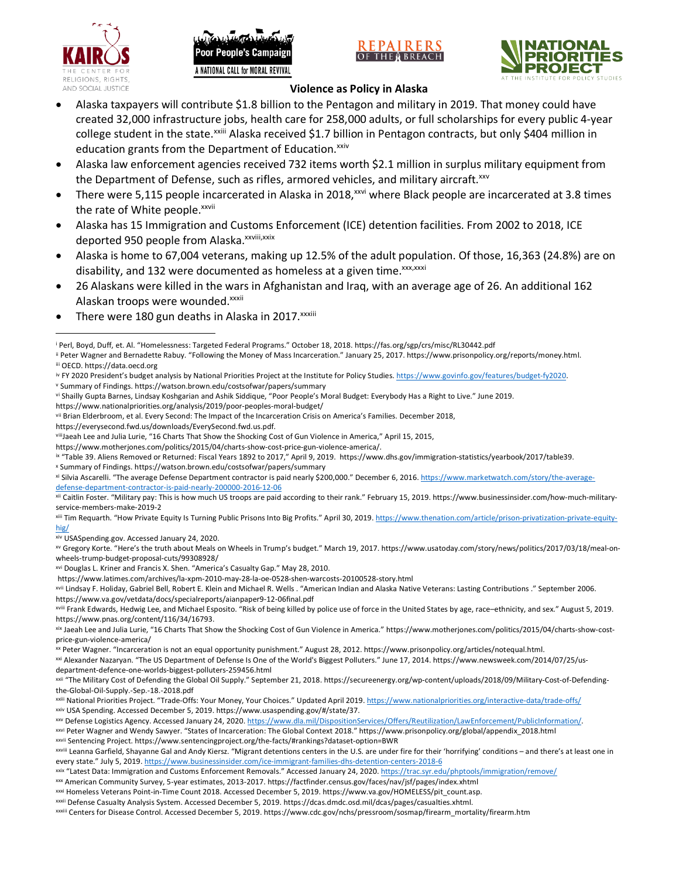**Violence as Policy in Alaska**

- Alaska taxpayers will contribute $1.8 billion to the Pentagon and military in 2019. That money could have created 32,000 infrastructure jobs, health care for 258,000 adults, or full scholarships for every public 4-year college student in the state.[xxiii] Alaska received $1.7 billion in Pentagon contracts, but only $404 million in education grants from the Department of Education.[xxiv]
- Alaska law enforcement agencies received 732 items worth $2.1 million in surplus military equipment from the Department of Defense, such as rifles, armored vehicles, and military aircraft.[xxv]
- There were 5,115 people incarcerated in Alaska in 2018,[xxvi] where Black people are incarcerated at 3.8 times the rate of White people.[xxvii]
- Alaska has 15 Immigration and Customs Enforcement (ICE) detention facilities. From 2002 to 2018, ICE deported 950 people from Alaska.[xxviii,xxix]
- Alaska is home to 67,004 veterans, making up 12.5% of the adult population. Of those, 16,363 (24.8%) are on disability, and 132 were documented as homeless at a given time.[xxx,xxxi]
- 26 Alaskans were killed in the wars in Afghanistan and Iraq, with an average age of 26. An additional 162 Alaskan troops were wounded.[xxxii]
- There were 180 gun deaths in Alaska in 2017.[xxxiii]

---

[i] Perl, Boyd, Duff, et. Al. "Homelessness: Targeted Federal Programs." October 18, 2018. https://fas.org/sgp/crs/misc/RL30442.pdf

[ii] Peter Wagner and Bernadette Rabuy. "Following the Money of Mass Incarceration." January 25, 2017. https://www.prisonpolicy.org/reports/money.html.

[iii] OECD. https://data.oecd.org

[iv] FY 2020 President's budget analysis by National Priorities Project at the Institute for Policy Studies. https://www.govinfo.gov/features/budget-fy2020.

[v] Summary of Findings. https://watson.brown.edu/costsofwar/papers/summary

[vi] Shailly Gupta Barnes, Lindsay Koshgarian and Ashik Siddique, "Poor People's Moral Budget: Everybody Has a Right to Live." June 2019. https://www.nationalpriorities.org/analysis/2019/poor-peoples-moral-budget/

[vii] Brian Elderbroom, et al. Every Second: The Impact of the Incarceration Crisis on America's Families. December 2018, https://everysecond.fwd.us/downloads/EverySecond.fwd.us.pdf.

[viii] Jaeah Lee and Julia Lurie, "16 Charts That Show the Shocking Cost of Gun Violence in America," April 15, 2015, https://www.motherjones.com/politics/2015/04/charts-show-cost-price-gun-violence-america/.

[ix] "Table 39. Aliens Removed or Returned: Fiscal Years 1892 to 2017," April 9, 2019. https://www.dhs.gov/immigration-statistics/yearbook/2017/table39.

[x] Summary of Findings. https://watson.brown.edu/costsofwar/papers/summary

[xi] Silvia Ascarelli. "The average Defense Department contractor is paid nearly $200,000." December 6, 2016. https://www.marketwatch.com/story/the-average-defense-department-contractor-is-paid-nearly-200000-2016-12-06

[xii] Caitlin Foster. "Military pay: This is how much US troops are paid according to their rank." February 15, 2019. https://www.businessinsider.com/how-much-military-service-members-make-2019-2

[xiii] Tim Requarth. "How Private Equity Is Turning Public Prisons Into Big Profits." April 30, 2019. https://www.thenation.com/article/prison-privatization-private-equity-hig/

[xiv] USASpending.gov. Accessed January 24, 2020.

[xv] Gregory Korte. "Here's the truth about Meals on Wheels in Trump's budget." March 19, 2017. https://www.usatoday.com/story/news/politics/2017/03/18/meal-on-wheels-trump-budget-proposal-cuts/99308928/

[xvi] Douglas L. Kriner and Francis X. Shen. "America's Casualty Gap." May 28, 2010. https://www.latimes.com/archives/la-xpm-2010-may-28-la-oe-0528-shen-warcosts-20100528-story.html

[xvii] Lindsay F. Holiday, Gabriel Bell, Robert E. Klein and Michael R. Wells . "American Indian and Alaska Native Veterans: Lasting Contributions ." September 2006. https://www.va.gov/vetdata/docs/specialreports/aianpaper9-12-06final.pdf

[xviii] Frank Edwards, Hedwig Lee, and Michael Esposito. "Risk of being killed by police use of force in the United States by age, race–ethnicity, and sex." August 5, 2019. https://www.pnas.org/content/116/34/16793.

[xix] Jaeah Lee and Julia Lurie, "16 Charts That Show the Shocking Cost of Gun Violence in America." https://www.motherjones.com/politics/2015/04/charts-show-cost-price-gun-violence-america/

[xx] Peter Wagner. "Incarceration is not an equal opportunity punishment." August 28, 2012. https://www.prisonpolicy.org/articles/notequal.html.

[xxi] Alexander Nazaryan. "The US Department of Defense Is One of the World's Biggest Polluters." June 17, 2014. https://www.newsweek.com/2014/07/25/us-department-defence-one-worlds-biggest-polluters-259456.html

[xxii] "The Military Cost of Defending the Global Oil Supply." September 21, 2018. https://secureenergy.org/wp-content/uploads/2018/09/Military-Cost-of-Defending-the-Global-Oil-Supply.-Sep.-18.-2018.pdf

[xxiii] National Priorities Project. "Trade-Offs: Your Money, Your Choices." Updated April 2019. https://www.nationalpriorities.org/interactive-data/trade-offs/

[xxiv] USA Spending. Accessed December 5, 2019. https://www.usaspending.gov/#/state/37.

[xxv] Defense Logistics Agency. Accessed January 24, 2020. https://www.dla.mil/DispositionServices/Offers/Reutilization/LawEnforcement/PublicInformation/.

[xxvi] Peter Wagner and Wendy Sawyer. "States of Incarceration: The Global Context 2018." https://www.prisonpolicy.org/global/appendix_2018.html

[xxvii] Sentencing Project. https://www.sentencingproject.org/the-facts/#rankings?dataset-option=BWR

[xxviii] Leanna Garfield, Shayanne Gal and Andy Kiersz. "Migrant detentions centers in the U.S. are under fire for their 'horrifying' conditions – and there's at least one in every state." July 5, 2019. https://www.businessinsider.com/ice-immigrant-families-dhs-detention-centers-2018-6

[xxix] "Latest Data: Immigration and Customs Enforcement Removals." Accessed January 24, 2020. https://trac.syr.edu/phptools/immigration/remove/

[xxx] American Community Survey, 5-year estimates, 2013-2017. https://factfinder.census.gov/faces/nav/jsf/pages/index.xhtml

[xxxi] Homeless Veterans Point-in-Time Count 2018. Accessed December 5, 2019. https://www.va.gov/HOMELESS/pit_count.asp.

[xxxii] Defense Casualty Analysis System. Accessed December 5, 2019. https://dcas.dmdc.osd.mil/dcas/pages/casualties.xhtml.

[xxxiii] Centers for Disease Control. Accessed December 5, 2019. https://www.cdc.gov/nchs/pressroom/sosmap/firearm_mortality/firearm.htm